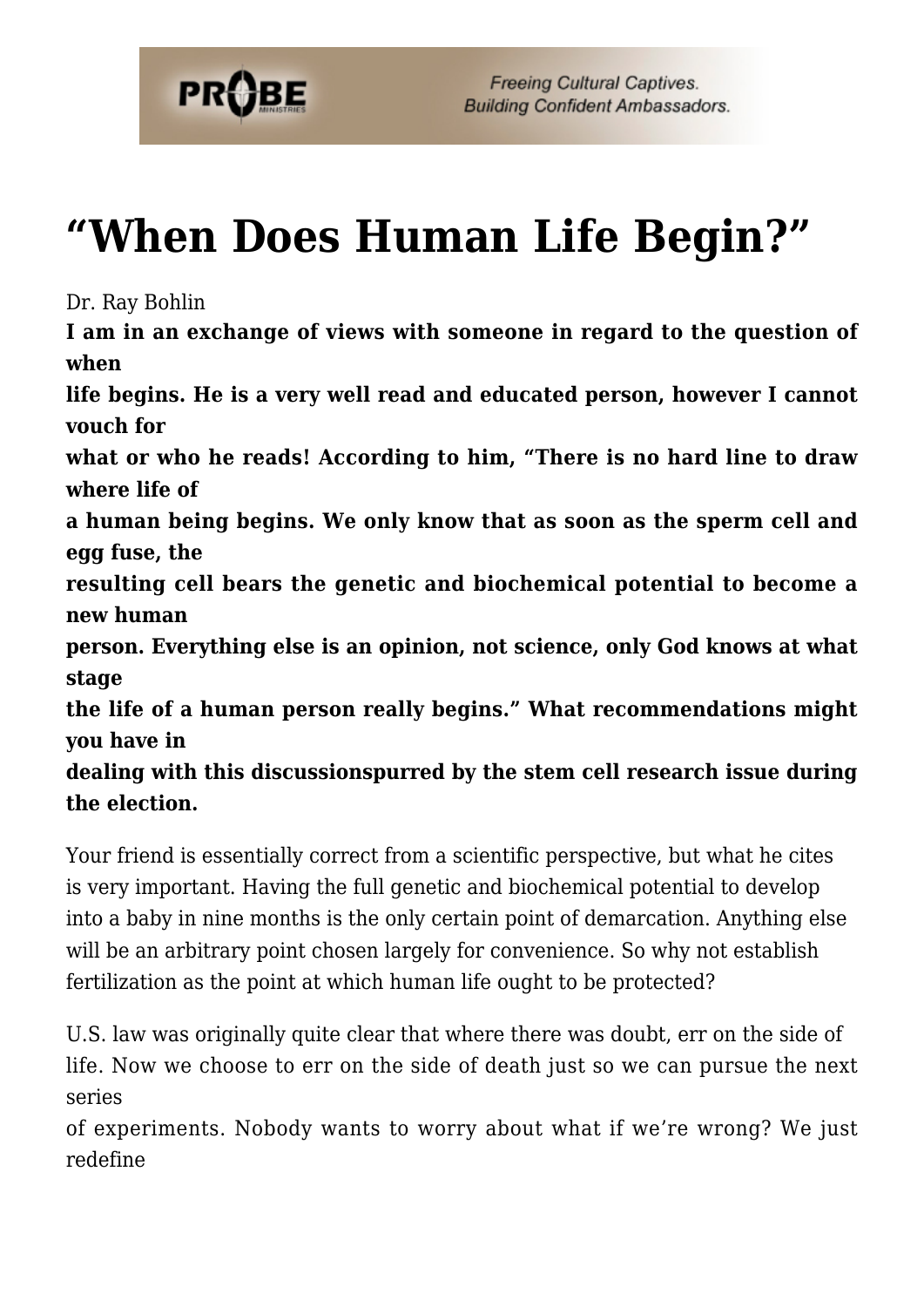# "When Does Human Life Begin?"

Dr. Ray Bohlin

**I am in an exchange of views with someone in regard to the question of when life begins. He is a very well read and educated person, however I cannot vouch for what or who he reads! According to him, "There is no hard line to draw where life of a human being begins. We only know that as soon as the sperm cell and egg fuse, the resulting cell bears the genetic and biochemical potential to become a new human person. Everything else is an opinion, not science, only God knows at what stage the life of a human person really begins." What recommendations might you have in dealing with this discussionspurred by the stem cell research issue during the election.**

Your friend is essentially correct from a scientific perspective, but what he cites is very important. Having the full genetic and biochemical potential to develop into a baby in nine months is the only certain point of demarcation. Anything else will be an arbitrary point chosen largely for convenience. So why not establish fertilization as the point at which human life ought to be protected?

U.S. law was originally quite clear that where there was doubt, err on the side of life. Now we choose to err on the side of death just so we can pursue the next series of experiments. Nobody wants to worry about what if we're wrong? We just redefine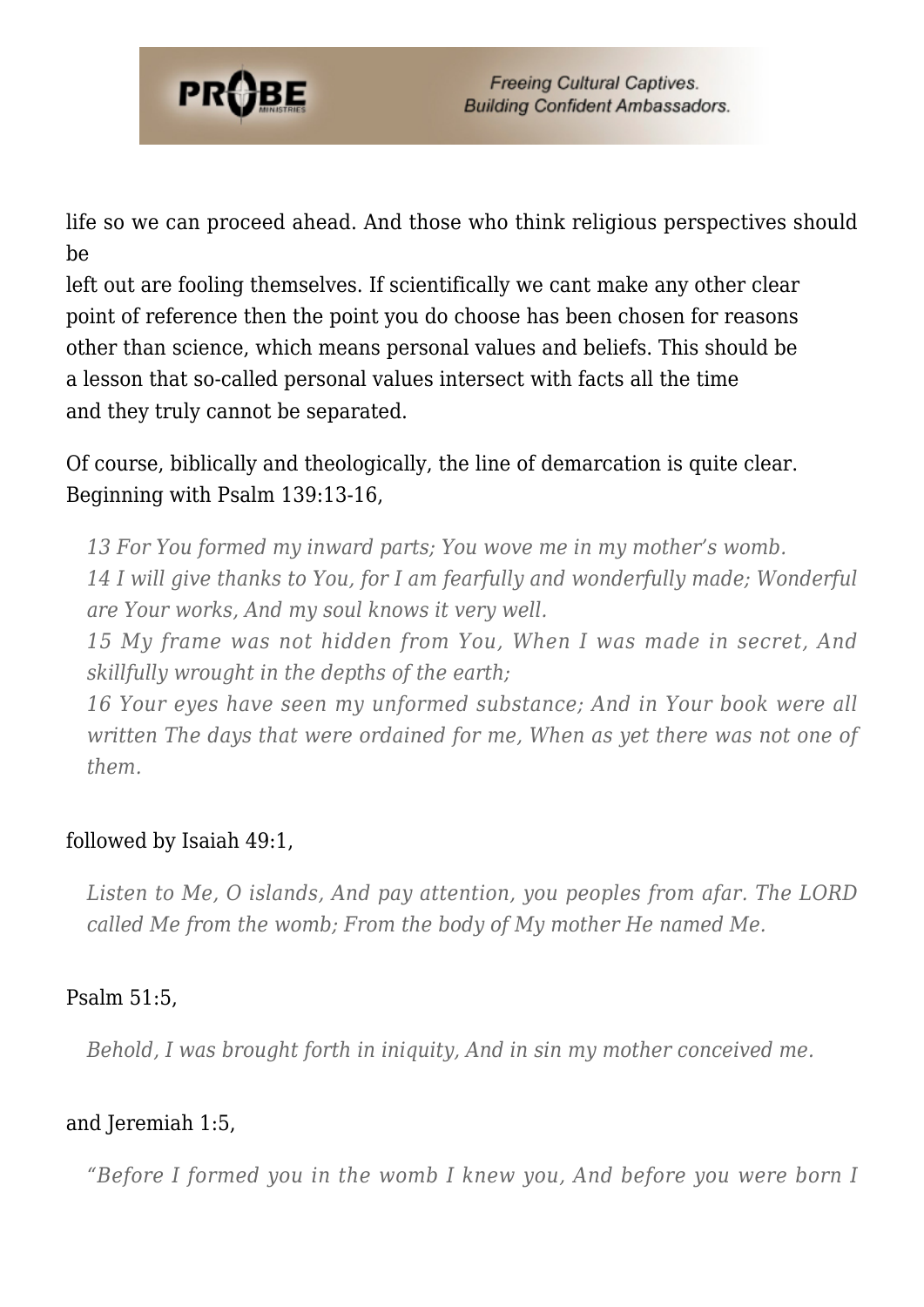life so we can proceed ahead. And those who think religious perspectives should be
left out are fooling themselves. If scientifically we cant make any other clear point of reference then the point you do choose has been chosen for reasons other than science, which means personal values and beliefs. This should be a lesson that so-called personal values intersect with facts all the time and they truly cannot be separated.

Of course, biblically and theologically, the line of demarcation is quite clear. Beginning with Psalm 139:13-16,

> *13 For You formed my inward parts; You wove me in my mother's womb.*
> *14 I will give thanks to You, for I am fearfully and wonderfully made; Wonderful are Your works, And my soul knows it very well.*
> *15 My frame was not hidden from You, When I was made in secret, And skillfully wrought in the depths of the earth;*
> *16 Your eyes have seen my unformed substance; And in Your book were all written The days that were ordained for me, When as yet there was not one of them.*

followed by Isaiah 49:1,

> *Listen to Me, O islands, And pay attention, you peoples from afar. The LORD called Me from the womb; From the body of My mother He named Me.*

Psalm 51:5,

> *Behold, I was brought forth in iniquity, And in sin my mother conceived me.*

and Jeremiah 1:5,

> *"Before I formed you in the womb I knew you, And before you were born I*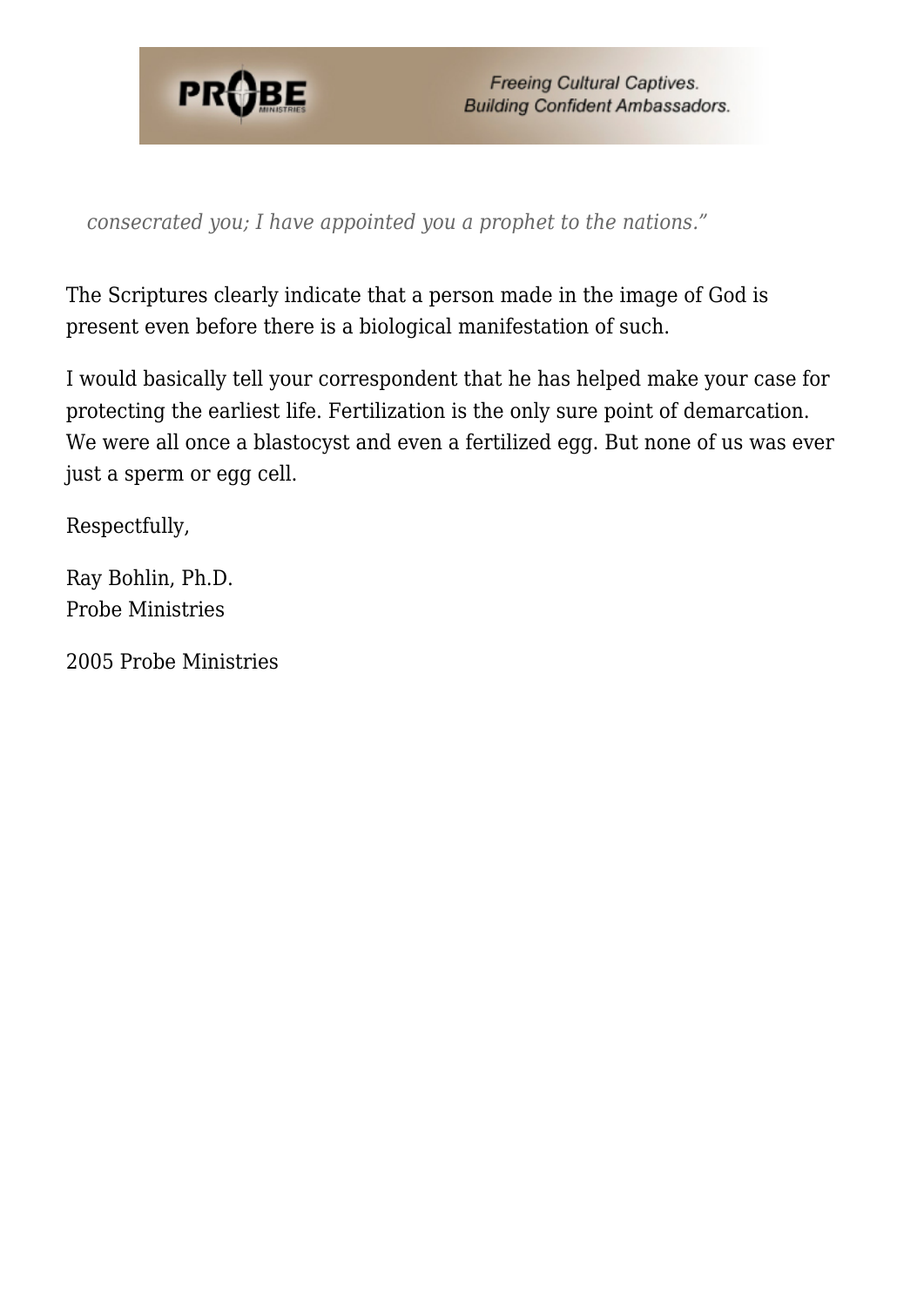*consecrated you; I have appointed you a prophet to the nations."*

The Scriptures clearly indicate that a person made in the image of God is present even before there is a biological manifestation of such.

I would basically tell your correspondent that he has helped make your case for protecting the earliest life. Fertilization is the only sure point of demarcation. We were all once a blastocyst and even a fertilized egg. But none of us was ever just a sperm or egg cell.

Respectfully,

Ray Bohlin, Ph.D.
Probe Ministries

2005 Probe Ministries